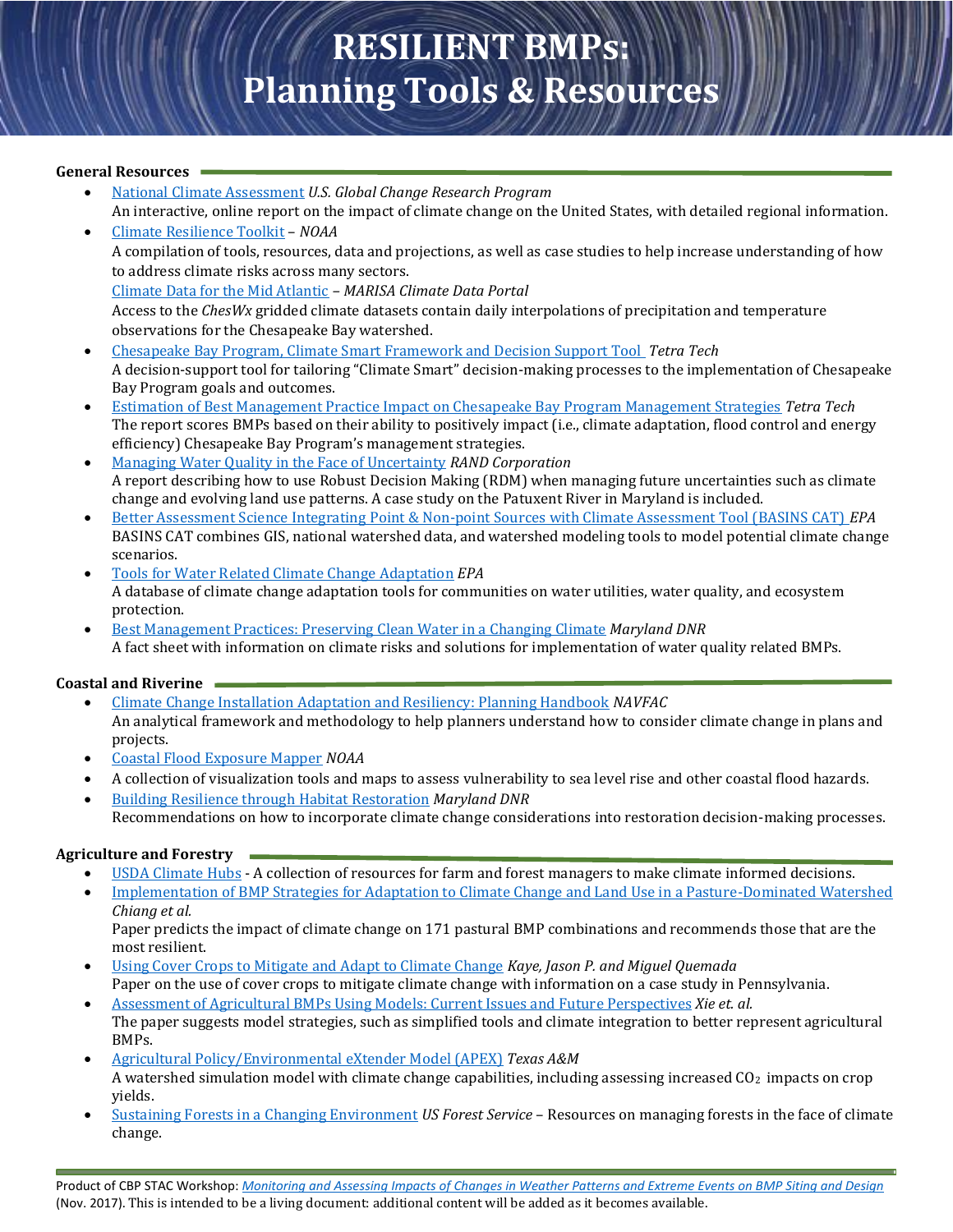# RESILIENT BMPs: Planning Tools & Resources

## General Resources

- National Climate Assessment *U.S. Global Change Research Program*
  An interactive, online report on the impact of climate change on the United States, with detailed regional information.
- Climate Resilience Toolkit – *NOAA*
  A compilation of tools, resources, data and projections, as well as case studies to help increase understanding of how to address climate risks across many sectors.
  Climate Data for the Mid Atlantic – *MARISA Climate Data Portal*
  Access to the *ChesWx* gridded climate datasets contain daily interpolations of precipitation and temperature observations for the Chesapeake Bay watershed.
- Chesapeake Bay Program, Climate Smart Framework and Decision Support Tool *Tetra Tech*
  A decision-support tool for tailoring "Climate Smart" decision-making processes to the implementation of Chesapeake Bay Program goals and outcomes.
- Estimation of Best Management Practice Impact on Chesapeake Bay Program Management Strategies *Tetra Tech*
  The report scores BMPs based on their ability to positively impact (i.e., climate adaptation, flood control and energy efficiency) Chesapeake Bay Program's management strategies.
- Managing Water Quality in the Face of Uncertainty *RAND Corporation*
  A report describing how to use Robust Decision Making (RDM) when managing future uncertainties such as climate change and evolving land use patterns. A case study on the Patuxent River in Maryland is included.
- Better Assessment Science Integrating Point & Non-point Sources with Climate Assessment Tool (BASINS CAT) *EPA*
  BASINS CAT combines GIS, national watershed data, and watershed modeling tools to model potential climate change scenarios.
- Tools for Water Related Climate Change Adaptation *EPA*
  A database of climate change adaptation tools for communities on water utilities, water quality, and ecosystem protection.
- Best Management Practices: Preserving Clean Water in a Changing Climate *Maryland DNR*
  A fact sheet with information on climate risks and solutions for implementation of water quality related BMPs.

## Coastal and Riverine

- Climate Change Installation Adaptation and Resiliency: Planning Handbook *NAVFAC*
  An analytical framework and methodology to help planners understand how to consider climate change in plans and projects.
- Coastal Flood Exposure Mapper *NOAA*
- A collection of visualization tools and maps to assess vulnerability to sea level rise and other coastal flood hazards.
- Building Resilience through Habitat Restoration *Maryland DNR*
  Recommendations on how to incorporate climate change considerations into restoration decision-making processes.

## Agriculture and Forestry

- USDA Climate Hubs - A collection of resources for farm and forest managers to make climate informed decisions.
- Implementation of BMP Strategies for Adaptation to Climate Change and Land Use in a Pasture-Dominated Watershed *Chiang et al.*
  Paper predicts the impact of climate change on 171 pastural BMP combinations and recommends those that are the most resilient.
- Using Cover Crops to Mitigate and Adapt to Climate Change *Kaye, Jason P. and Miguel Quemada*
  Paper on the use of cover crops to mitigate climate change with information on a case study in Pennsylvania.
- Assessment of Agricultural BMPs Using Models: Current Issues and Future Perspectives *Xie et. al.*
  The paper suggests model strategies, such as simplified tools and climate integration to better represent agricultural BMPs.
- Agricultural Policy/Environmental eXtender Model (APEX) *Texas A&M*
  A watershed simulation model with climate change capabilities, including assessing increased $CO_2$ impacts on crop yields.
- Sustaining Forests in a Changing Environment *US Forest Service* – Resources on managing forests in the face of climate change.

Product of CBP STAC Workshop: *Monitoring and Assessing Impacts of Changes in Weather Patterns and Extreme Events on BMP Siting and Design* (Nov. 2017). This is intended to be a living document: additional content will be added as it becomes available.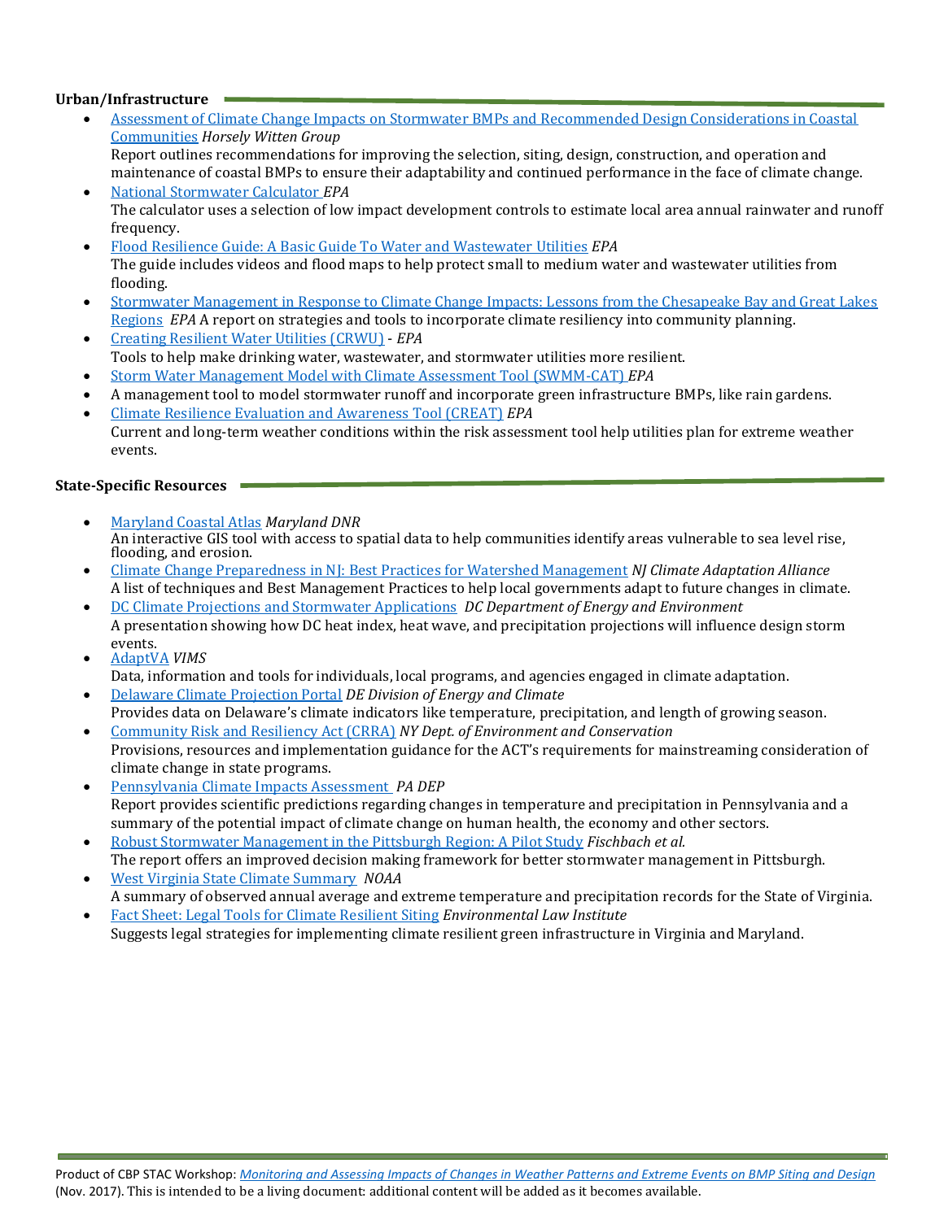**Urban/Infrastructure**

- Assessment of Climate Change Impacts on Stormwater BMPs and Recommended Design Considerations in Coastal Communities *Horsely Witten Group*
  Report outlines recommendations for improving the selection, siting, design, construction, and operation and maintenance of coastal BMPs to ensure their adaptability and continued performance in the face of climate change.
- National Stormwater Calculator *EPA*
  The calculator uses a selection of low impact development controls to estimate local area annual rainwater and runoff frequency.
- Flood Resilience Guide: A Basic Guide To Water and Wastewater Utilities *EPA*
  The guide includes videos and flood maps to help protect small to medium water and wastewater utilities from flooding.
- Stormwater Management in Response to Climate Change Impacts: Lessons from the Chesapeake Bay and Great Lakes Regions *EPA* A report on strategies and tools to incorporate climate resiliency into community planning.
- Creating Resilient Water Utilities (CRWU) - *EPA*
  Tools to help make drinking water, wastewater, and stormwater utilities more resilient.
- Storm Water Management Model with Climate Assessment Tool (SWMM-CAT) *EPA*
- A management tool to model stormwater runoff and incorporate green infrastructure BMPs, like rain gardens.
- Climate Resilience Evaluation and Awareness Tool (CREAT) *EPA*
  Current and long-term weather conditions within the risk assessment tool help utilities plan for extreme weather events.

**State-Specific Resources**

- Maryland Coastal Atlas *Maryland DNR*
  An interactive GIS tool with access to spatial data to help communities identify areas vulnerable to sea level rise, flooding, and erosion.
- Climate Change Preparedness in NJ: Best Practices for Watershed Management *NJ Climate Adaptation Alliance*
  A list of techniques and Best Management Practices to help local governments adapt to future changes in climate.
- DC Climate Projections and Stormwater Applications *DC Department of Energy and Environment*
  A presentation showing how DC heat index, heat wave, and precipitation projections will influence design storm events.
- AdaptVA *VIMS*
  Data, information and tools for individuals, local programs, and agencies engaged in climate adaptation.
- Delaware Climate Projection Portal *DE Division of Energy and Climate*
  Provides data on Delaware's climate indicators like temperature, precipitation, and length of growing season.
- Community Risk and Resiliency Act (CRRA) *NY Dept. of Environment and Conservation*
  Provisions, resources and implementation guidance for the ACT's requirements for mainstreaming consideration of climate change in state programs.
- Pennsylvania Climate Impacts Assessment *PA DEP*
  Report provides scientific predictions regarding changes in temperature and precipitation in Pennsylvania and a summary of the potential impact of climate change on human health, the economy and other sectors.
- Robust Stormwater Management in the Pittsburgh Region: A Pilot Study *Fischbach et al.*
  The report offers an improved decision making framework for better stormwater management in Pittsburgh.
- West Virginia State Climate Summary *NOAA*
  A summary of observed annual average and extreme temperature and precipitation records for the State of Virginia.
- Fact Sheet: Legal Tools for Climate Resilient Siting *Environmental Law Institute*
  Suggests legal strategies for implementing climate resilient green infrastructure in Virginia and Maryland.

Product of CBP STAC Workshop: *Monitoring and Assessing Impacts of Changes in Weather Patterns and Extreme Events on BMP Siting and Design* (Nov. 2017). This is intended to be a living document: additional content will be added as it becomes available.